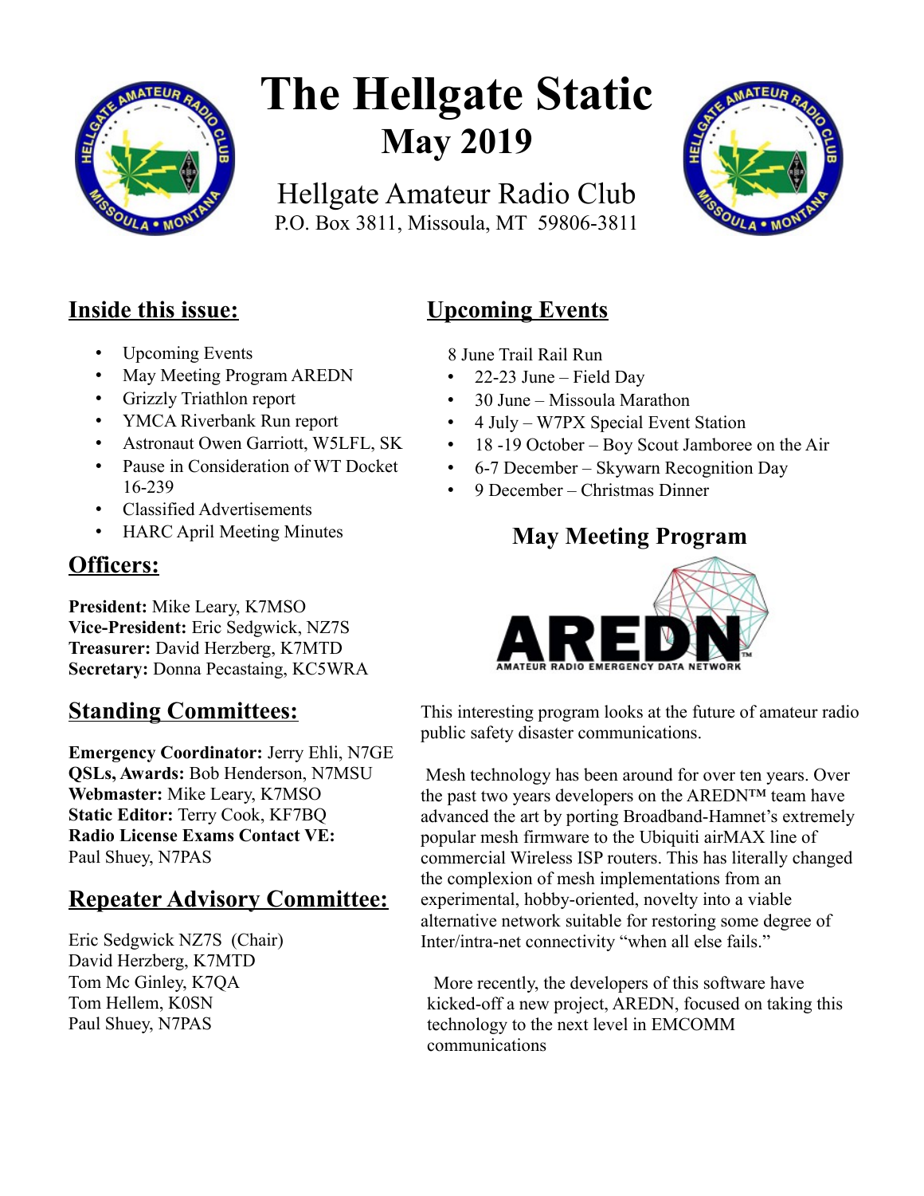# The Hellgate Static

## May 2019

Hellgate Amateur Radio Club
P.O. Box 3811, Missoula, MT 59806-3811

## Inside this issue:

- Upcoming Events
- May Meeting Program AREDN
- Grizzly Triathlon report
- YMCA Riverbank Run report
- Astronaut Owen Garriott, W5LFL, SK
- Pause in Consideration of WT Docket 16-239
- Classified Advertisements
- HARC April Meeting Minutes

## Officers:

**President:** Mike Leary, K7MSO
**Vice-President:** Eric Sedgwick, NZ7S
**Treasurer:** David Herzberg, K7MTD
**Secretary:** Donna Pecastaing, KC5WRA

## Standing Committees:

**Emergency Coordinator:** Jerry Ehli, N7GE
**QSLs, Awards:** Bob Henderson, N7MSU
**Webmaster:** Mike Leary, K7MSO
**Static Editor:** Terry Cook, KF7BQ
**Radio License Exams Contact VE:** Paul Shuey, N7PAS

## Repeater Advisory Committee:

Eric Sedgwick NZ7S (Chair)
David Herzberg, K7MTD
Tom Mc Ginley, K7QA
Tom Hellem, K0SN
Paul Shuey, N7PAS

## Upcoming Events

8 June Trail Rail Run

- 22-23 June – Field Day
- 30 June – Missoula Marathon
- 4 July – W7PX Special Event Station
- 18 -19 October – Boy Scout Jamboree on the Air
- 6-7 December – Skywarn Recognition Day
- 9 December – Christmas Dinner

### May Meeting Program

AREDN™
AMATEUR RADIO EMERGENCY DATA NETWORK

This interesting program looks at the future of amateur radio public safety disaster communications.

Mesh technology has been around for over ten years. Over the past two years developers on the AREDN™ team have advanced the art by porting Broadband-Hamnet's extremely popular mesh firmware to the Ubiquiti airMAX line of commercial Wireless ISP routers. This has literally changed the complexion of mesh implementations from an experimental, hobby-oriented, novelty into a viable alternative network suitable for restoring some degree of Inter/intra-net connectivity "when all else fails."

More recently, the developers of this software have kicked-off a new project, AREDN, focused on taking this technology to the next level in EMCOMM communications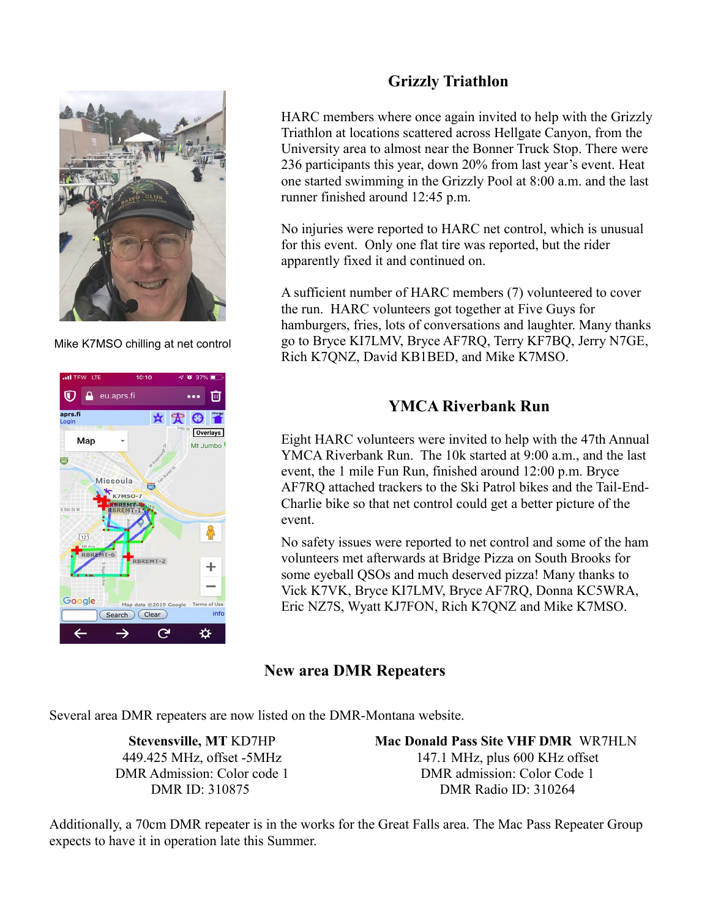## Grizzly Triathlon

HARC members where once again invited to help with the Grizzly Triathlon at locations scattered across Hellgate Canyon, from the University area to almost near the Bonner Truck Stop. There were 236 participants this year, down 20% from last year's event. Heat one started swimming in the Grizzly Pool at 8:00 a.m. and the last runner finished around 12:45 p.m.

No injuries were reported to HARC net control, which is unusual for this event. Only one flat tire was reported, but the rider apparently fixed it and continued on.

A sufficient number of HARC members (7) volunteered to cover the run. HARC volunteers got together at Five Guys for hamburgers, fries, lots of conversations and laughter. Many thanks go to Bryce KI7LMV, Bryce AF7RQ, Terry KF7BQ, Jerry N7GE, Rich K7QNZ, David KB1BED, and Mike K7MSO.

Mike K7MSO chilling at net control

## YMCA Riverbank Run

Eight HARC volunteers were invited to help with the 47th Annual YMCA Riverbank Run. The 10k started at 9:00 a.m., and the last event, the 1 mile Fun Run, finished around 12:00 p.m. Bryce AF7RQ attached trackers to the Ski Patrol bikes and the Tail-End-Charlie bike so that net control could get a better picture of the event.

No safety issues were reported to net control and some of the ham volunteers met afterwards at Bridge Pizza on South Brooks for some eyeball QSOs and much deserved pizza! Many thanks to Vick K7VK, Bryce KI7LMV, Bryce AF7RQ, Donna KC5WRA, Eric NZ7S, Wyatt KJ7FON, Rich K7QNZ and Mike K7MSO.

## New area DMR Repeaters

Several area DMR repeaters are now listed on the DMR-Montana website.

**Stevensville, MT** KD7HP
449.425 MHz, offset -5MHz
DMR Admission: Color code 1
DMR ID: 310875

**Mac Donald Pass Site VHF DMR** WR7HLN
147.1 MHz, plus 600 KHz offset
DMR admission: Color Code 1
DMR Radio ID: 310264

Additionally, a 70cm DMR repeater is in the works for the Great Falls area. The Mac Pass Repeater Group expects to have it in operation late this Summer.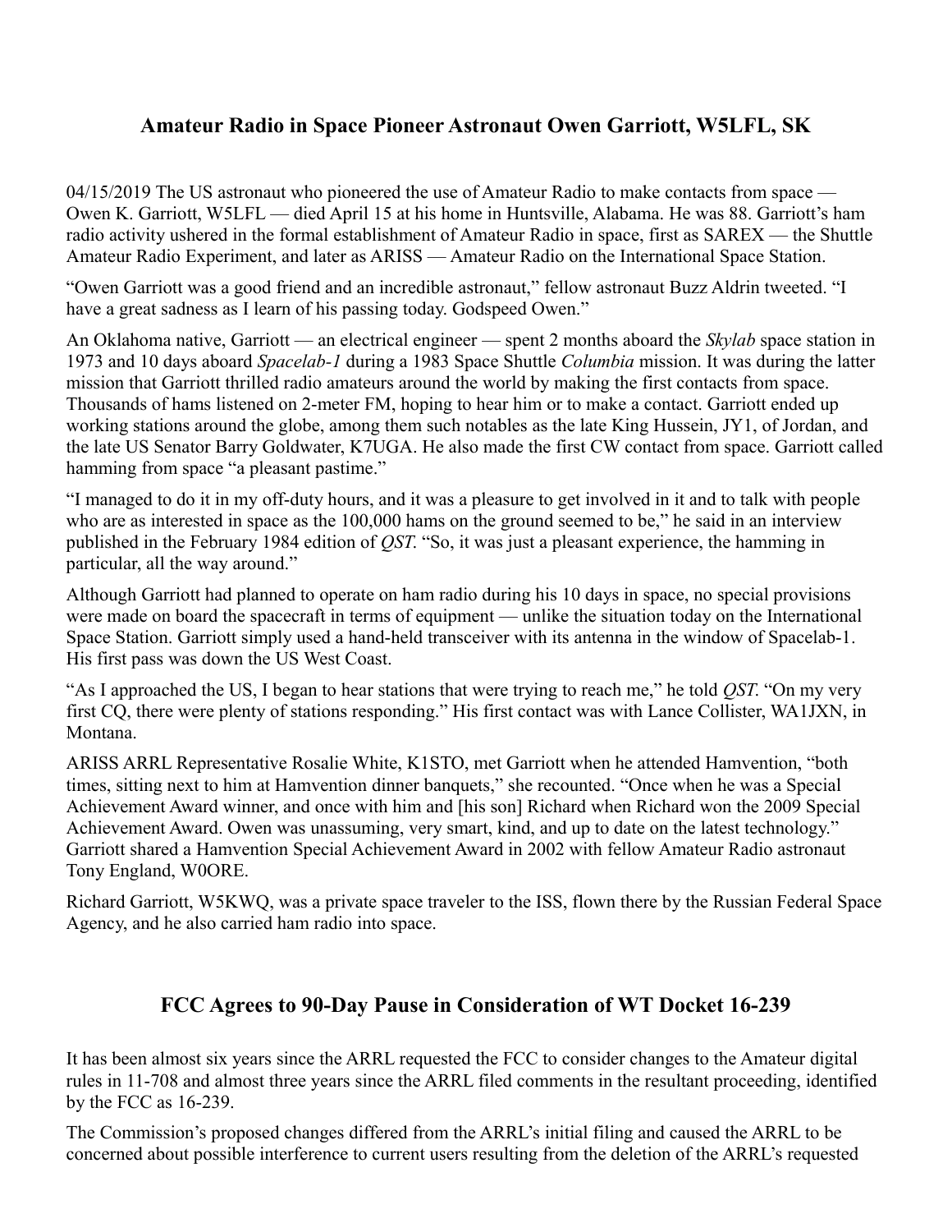## Amateur Radio in Space Pioneer Astronaut Owen Garriott, W5LFL, SK

04/15/2019 The US astronaut who pioneered the use of Amateur Radio to make contacts from space — Owen K. Garriott, W5LFL — died April 15 at his home in Huntsville, Alabama. He was 88. Garriott's ham radio activity ushered in the formal establishment of Amateur Radio in space, first as SAREX — the Shuttle Amateur Radio Experiment, and later as ARISS — Amateur Radio on the International Space Station.

"Owen Garriott was a good friend and an incredible astronaut," fellow astronaut Buzz Aldrin tweeted. "I have a great sadness as I learn of his passing today. Godspeed Owen."

An Oklahoma native, Garriott — an electrical engineer — spent 2 months aboard the *Skylab* space station in 1973 and 10 days aboard *Spacelab-1* during a 1983 Space Shuttle *Columbia* mission. It was during the latter mission that Garriott thrilled radio amateurs around the world by making the first contacts from space. Thousands of hams listened on 2-meter FM, hoping to hear him or to make a contact. Garriott ended up working stations around the globe, among them such notables as the late King Hussein, JY1, of Jordan, and the late US Senator Barry Goldwater, K7UGA. He also made the first CW contact from space. Garriott called hamming from space "a pleasant pastime."

"I managed to do it in my off-duty hours, and it was a pleasure to get involved in it and to talk with people who are as interested in space as the 100,000 hams on the ground seemed to be," he said in an interview published in the February 1984 edition of *QST*. "So, it was just a pleasant experience, the hamming in particular, all the way around."

Although Garriott had planned to operate on ham radio during his 10 days in space, no special provisions were made on board the spacecraft in terms of equipment — unlike the situation today on the International Space Station. Garriott simply used a hand-held transceiver with its antenna in the window of Spacelab-1. His first pass was down the US West Coast.

"As I approached the US, I began to hear stations that were trying to reach me," he told *QST*. "On my very first CQ, there were plenty of stations responding." His first contact was with Lance Collister, WA1JXN, in Montana.

ARISS ARRL Representative Rosalie White, K1STO, met Garriott when he attended Hamvention, "both times, sitting next to him at Hamvention dinner banquets," she recounted. "Once when he was a Special Achievement Award winner, and once with him and [his son] Richard when Richard won the 2009 Special Achievement Award. Owen was unassuming, very smart, kind, and up to date on the latest technology." Garriott shared a Hamvention Special Achievement Award in 2002 with fellow Amateur Radio astronaut Tony England, W0ORE.

Richard Garriott, W5KWQ, was a private space traveler to the ISS, flown there by the Russian Federal Space Agency, and he also carried ham radio into space.

## FCC Agrees to 90-Day Pause in Consideration of WT Docket 16-239

It has been almost six years since the ARRL requested the FCC to consider changes to the Amateur digital rules in 11-708 and almost three years since the ARRL filed comments in the resultant proceeding, identified by the FCC as 16-239.

The Commission's proposed changes differed from the ARRL's initial filing and caused the ARRL to be concerned about possible interference to current users resulting from the deletion of the ARRL's requested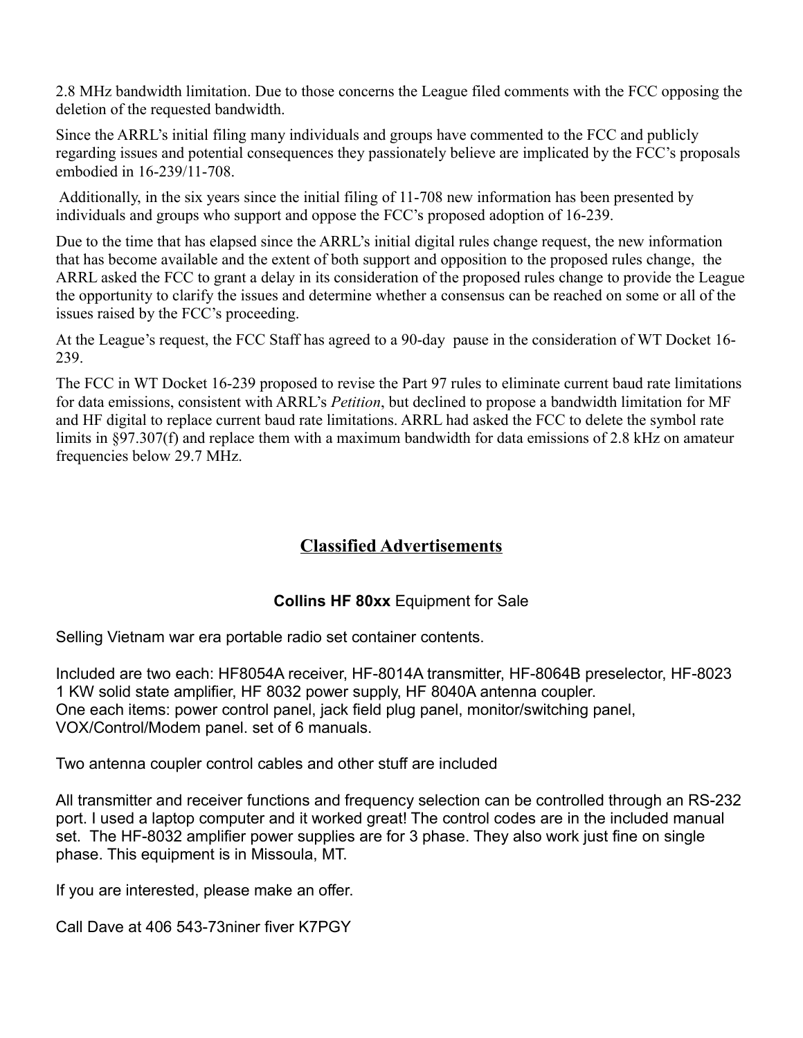2.8 MHz bandwidth limitation. Due to those concerns the League filed comments with the FCC opposing the deletion of the requested bandwidth.

Since the ARRL's initial filing many individuals and groups have commented to the FCC and publicly regarding issues and potential consequences they passionately believe are implicated by the FCC's proposals embodied in 16-239/11-708.

Additionally, in the six years since the initial filing of 11-708 new information has been presented by individuals and groups who support and oppose the FCC's proposed adoption of 16-239.

Due to the time that has elapsed since the ARRL's initial digital rules change request, the new information that has become available and the extent of both support and opposition to the proposed rules change, the ARRL asked the FCC to grant a delay in its consideration of the proposed rules change to provide the League the opportunity to clarify the issues and determine whether a consensus can be reached on some or all of the issues raised by the FCC's proceeding.

At the League's request, the FCC Staff has agreed to a 90-day pause in the consideration of WT Docket 16-239.

The FCC in WT Docket 16-239 proposed to revise the Part 97 rules to eliminate current baud rate limitations for data emissions, consistent with ARRL's *Petition*, but declined to propose a bandwidth limitation for MF and HF digital to replace current baud rate limitations. ARRL had asked the FCC to delete the symbol rate limits in §97.307(f) and replace them with a maximum bandwidth for data emissions of 2.8 kHz on amateur frequencies below 29.7 MHz.

## Classified Advertisements

### **Collins HF 80xx** Equipment for Sale

Selling Vietnam war era portable radio set container contents.

Included are two each: HF8054A receiver, HF-8014A transmitter, HF-8064B preselector, HF-8023 1 KW solid state amplifier, HF 8032 power supply, HF 8040A antenna coupler.
One each items: power control panel, jack field plug panel, monitor/switching panel, VOX/Control/Modem panel. set of 6 manuals.

Two antenna coupler control cables and other stuff are included

All transmitter and receiver functions and frequency selection can be controlled through an RS-232 port. I used a laptop computer and it worked great! The control codes are in the included manual set. The HF-8032 amplifier power supplies are for 3 phase. They also work just fine on single phase. This equipment is in Missoula, MT.

If you are interested, please make an offer.

Call Dave at 406 543-73niner fiver K7PGY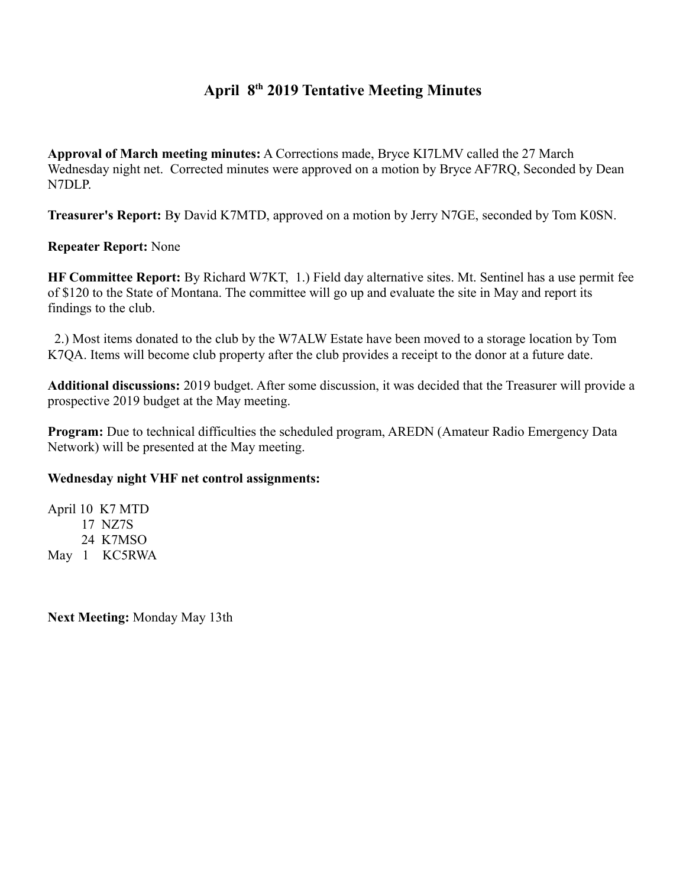# April 8th 2019 Tentative Meeting Minutes

**Approval of March meeting minutes:** A Corrections made, Bryce KI7LMV called the 27 March Wednesday night net. Corrected minutes were approved on a motion by Bryce AF7RQ, Seconded by Dean N7DLP.

**Treasurer's Report: By** David K7MTD, approved on a motion by Jerry N7GE, seconded by Tom K0SN.

**Repeater Report:** None

**HF Committee Report:** By Richard W7KT, 1.) Field day alternative sites. Mt. Sentinel has a use permit fee of $120 to the State of Montana. The committee will go up and evaluate the site in May and report its findings to the club.

2.) Most items donated to the club by the W7ALW Estate have been moved to a storage location by Tom K7QA. Items will become club property after the club provides a receipt to the donor at a future date.

**Additional discussions:** 2019 budget. After some discussion, it was decided that the Treasurer will provide a prospective 2019 budget at the May meeting.

**Program:** Due to technical difficulties the scheduled program, AREDN (Amateur Radio Emergency Data Network) will be presented at the May meeting.

**Wednesday night VHF net control assignments:**

April 10 K7 MTD  
17 NZ7S  
24 K7MSO  
May 1 KC5RWA

**Next Meeting:** Monday May 13th